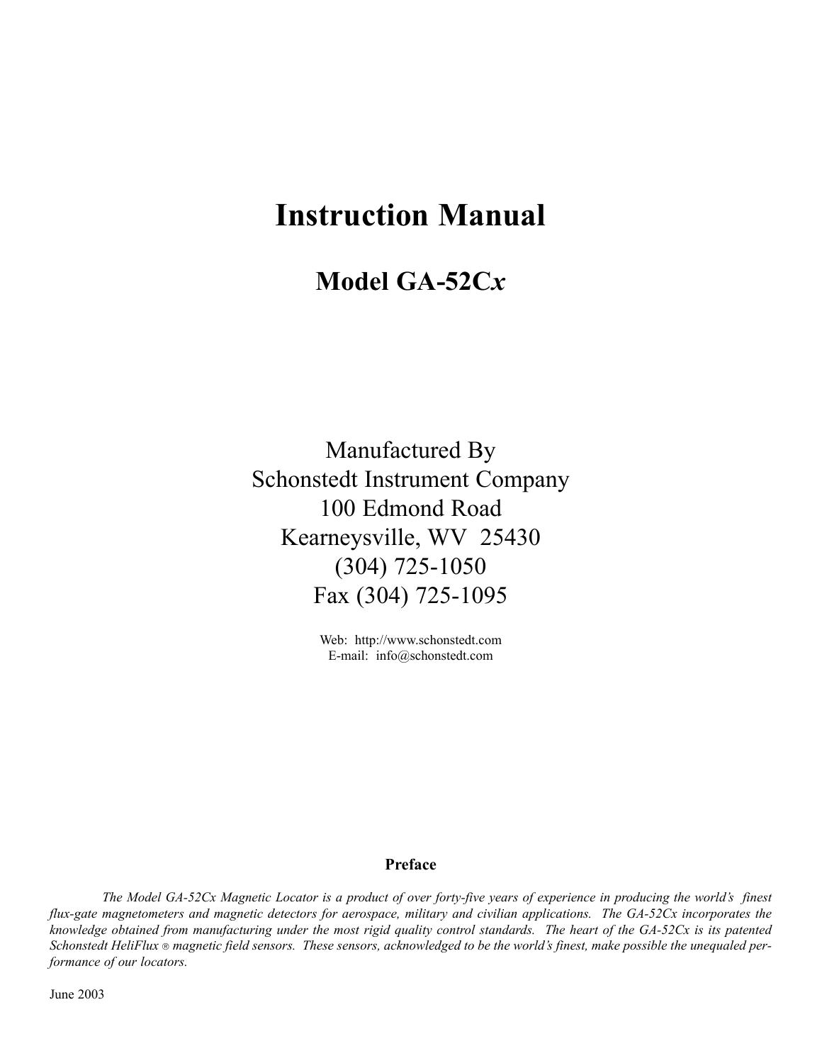# Instruction Manual

## Model GA-52C*x*

Manufactured By
Schonstedt Instrument Company
100 Edmond Road
Kearneysville, WV 25430
(304) 725-1050
Fax (304) 725-1095

Web: http://www.schonstedt.com
E-mail: info@schonstedt.com

**Preface**

*The Model GA-52Cx Magnetic Locator is a product of over forty-five years of experience in producing the world's finest flux-gate magnetometers and magnetic detectors for aerospace, military and civilian applications. The GA-52Cx incorporates the knowledge obtained from manufacturing under the most rigid quality control standards. The heart of the GA-52Cx is its patented Schonstedt HeliFlux ® magnetic field sensors. These sensors, acknowledged to be the world's finest, make possible the unequaled performance of our locators.*

June 2003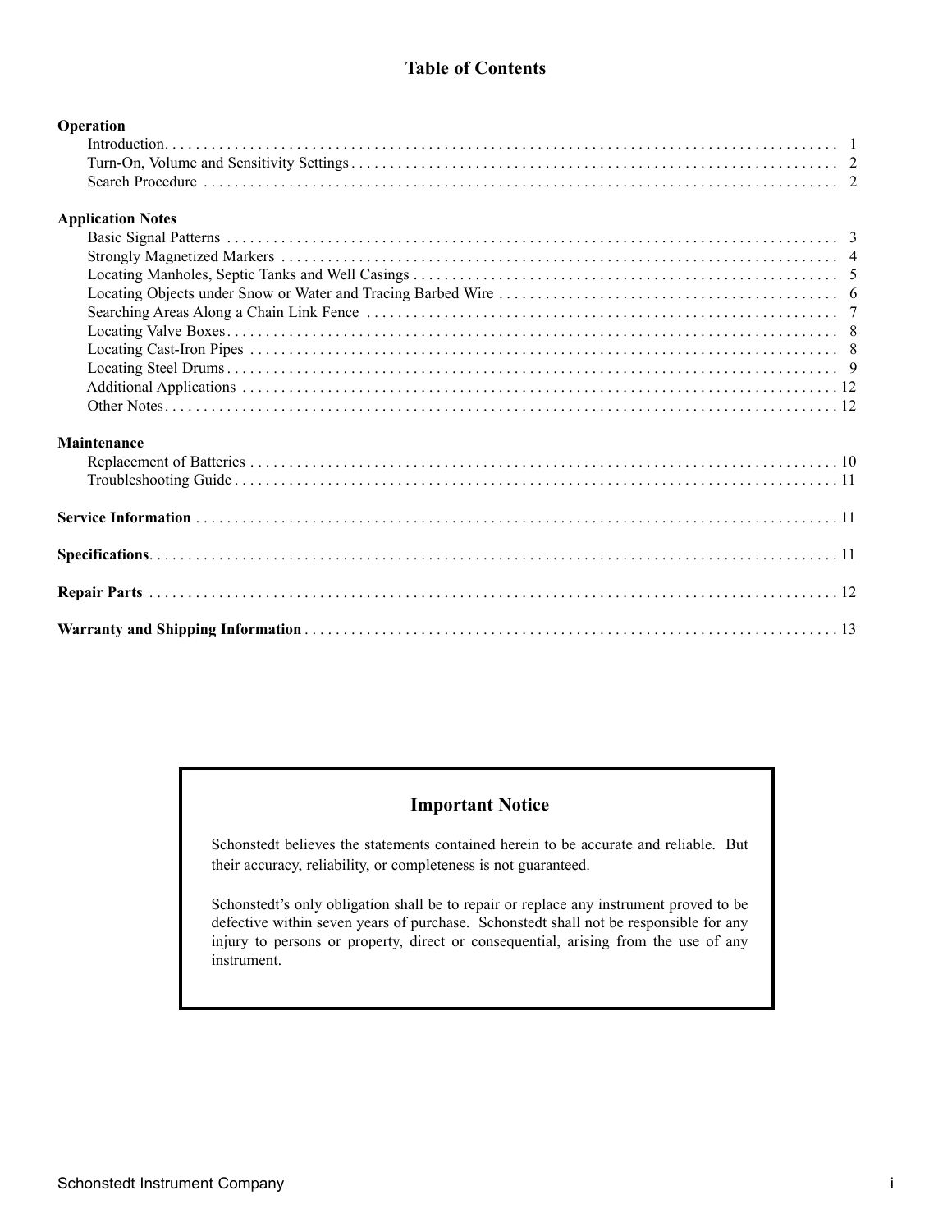# Table of Contents

**Operation**

- Introduction . . . . . . . . . . 1
- Turn-On, Volume and Sensitivity Settings . . . . . . . . . . 2
- Search Procedure . . . . . . . . . . 2

**Application Notes**

- Basic Signal Patterns . . . . . . . . . . 3
- Strongly Magnetized Markers . . . . . . . . . . 4
- Locating Manholes, Septic Tanks and Well Casings . . . . . . . . . . 5
- Locating Objects under Snow or Water and Tracing Barbed Wire . . . . . . . . . . 6
- Searching Areas Along a Chain Link Fence . . . . . . . . . . 7
- Locating Valve Boxes . . . . . . . . . . 8
- Locating Cast-Iron Pipes . . . . . . . . . . 8
- Locating Steel Drums . . . . . . . . . . 9
- Additional Applications . . . . . . . . . . 12
- Other Notes . . . . . . . . . . 12

**Maintenance**

- Replacement of Batteries . . . . . . . . . . 10
- Troubleshooting Guide . . . . . . . . . . 11

**Service Information** . . . . . . . . . . 11

**Specifications** . . . . . . . . . . 11

**Repair Parts** . . . . . . . . . . 12

**Warranty and Shipping Information** . . . . . . . . . . 13

## Important Notice

Schonstedt believes the statements contained herein to be accurate and reliable. But their accuracy, reliability, or completeness is not guaranteed.

Schonstedt's only obligation shall be to repair or replace any instrument proved to be defective within seven years of purchase. Schonstedt shall not be responsible for any injury to persons or property, direct or consequential, arising from the use of any instrument.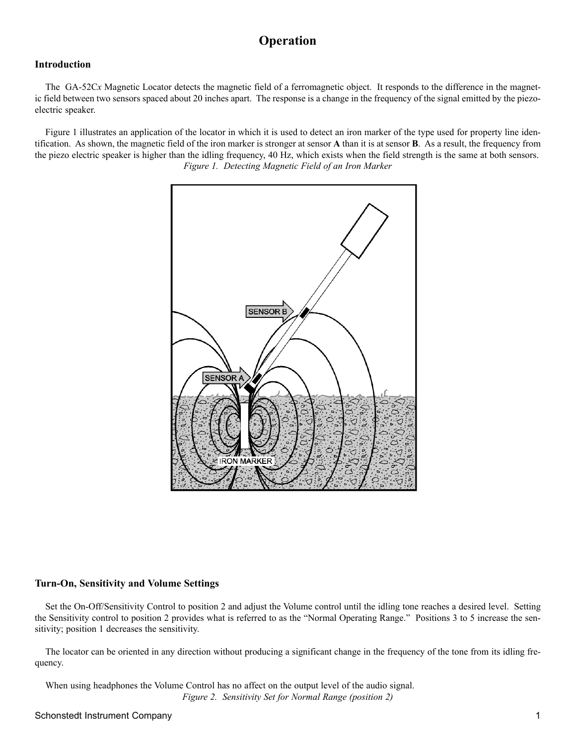# Operation

## Introduction

The GA-52C*x* Magnetic Locator detects the magnetic field of a ferromagnetic object. It responds to the difference in the magnetic field between two sensors spaced about 20 inches apart. The response is a change in the frequency of the signal emitted by the piezo-electric speaker.

Figure 1 illustrates an application of the locator in which it is used to detect an iron marker of the type used for property line identification. As shown, the magnetic field of the iron marker is stronger at sensor **A** than it is at sensor **B**. As a result, the frequency from the piezo electric speaker is higher than the idling frequency, 40 Hz, which exists when the field strength is the same at both sensors.

*Figure 1. Detecting Magnetic Field of an Iron Marker*

## Turn-On, Sensitivity and Volume Settings

Set the On-Off/Sensitivity Control to position 2 and adjust the Volume control until the idling tone reaches a desired level. Setting the Sensitivity control to position 2 provides what is referred to as the "Normal Operating Range." Positions 3 to 5 increase the sensitivity; position 1 decreases the sensitivity.

The locator can be oriented in any direction without producing a significant change in the frequency of the tone from its idling frequency.

When using headphones the Volume Control has no affect on the output level of the audio signal.

*Figure 2. Sensitivity Set for Normal Range (position 2)*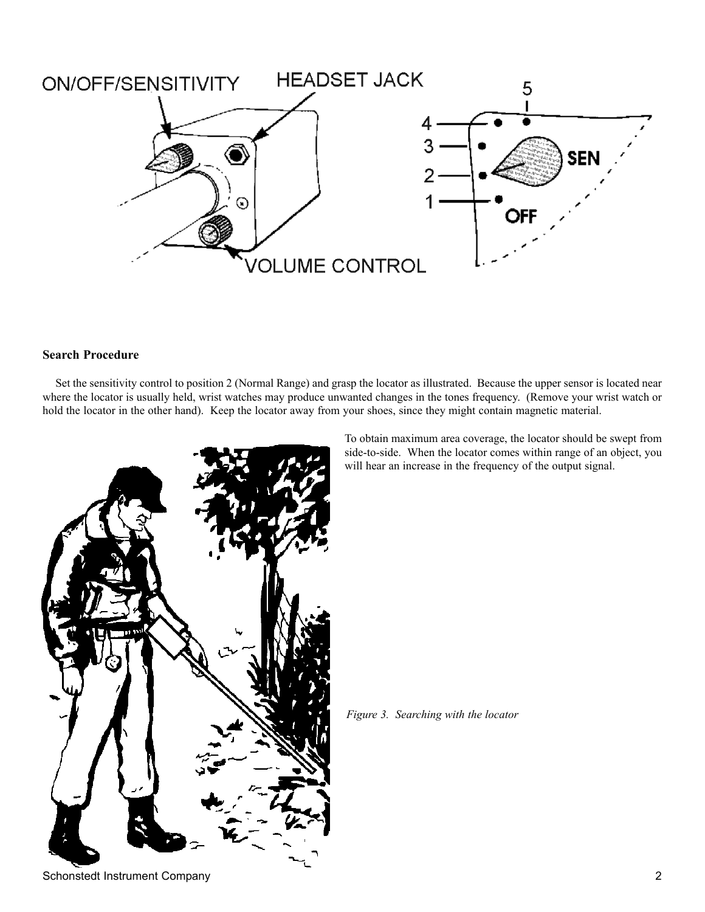## Search Procedure

Set the sensitivity control to position 2 (Normal Range) and grasp the locator as illustrated. Because the upper sensor is located near where the locator is usually held, wrist watches may produce unwanted changes in the tones frequency. (Remove your wrist watch or hold the locator in the other hand). Keep the locator away from your shoes, since they might contain magnetic material.

To obtain maximum area coverage, the locator should be swept from side-to-side. When the locator comes within range of an object, you will hear an increase in the frequency of the output signal.

*Figure 3. Searching with the locator*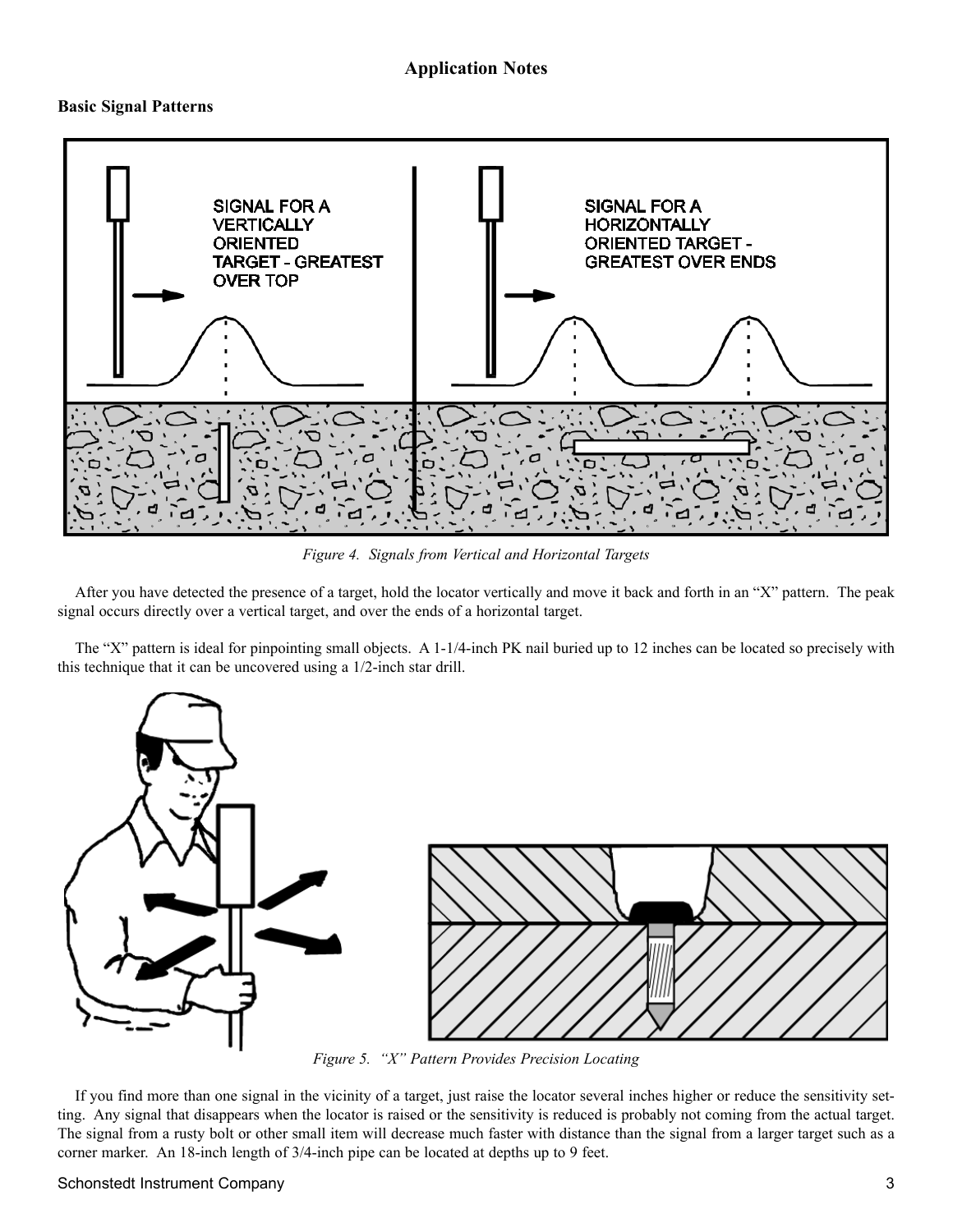## Application Notes

### Basic Signal Patterns

*Figure 4. Signals from Vertical and Horizontal Targets*

After you have detected the presence of a target, hold the locator vertically and move it back and forth in an "X" pattern. The peak signal occurs directly over a vertical target, and over the ends of a horizontal target.

The "X" pattern is ideal for pinpointing small objects. A 1-1/4-inch PK nail buried up to 12 inches can be located so precisely with this technique that it can be uncovered using a 1/2-inch star drill.

*Figure 5. "X" Pattern Provides Precision Locating*

If you find more than one signal in the vicinity of a target, just raise the locator several inches higher or reduce the sensitivity setting. Any signal that disappears when the locator is raised or the sensitivity is reduced is probably not coming from the actual target. The signal from a rusty bolt or other small item will decrease much faster with distance than the signal from a larger target such as a corner marker. An 18-inch length of 3/4-inch pipe can be located at depths up to 9 feet.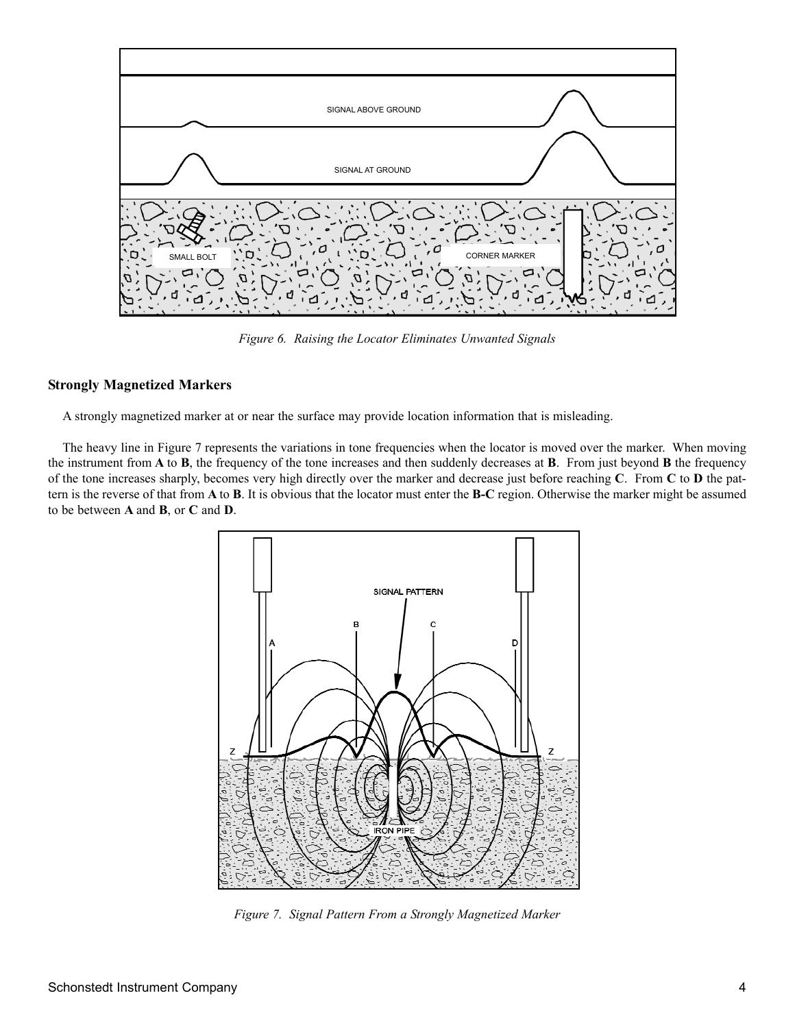*Figure 6. Raising the Locator Eliminates Unwanted Signals*

## Strongly Magnetized Markers

A strongly magnetized marker at or near the surface may provide location information that is misleading.

The heavy line in Figure 7 represents the variations in tone frequencies when the locator is moved over the marker. When moving the instrument from **A** to **B**, the frequency of the tone increases and then suddenly decreases at **B**. From just beyond **B** the frequency of the tone increases sharply, becomes very high directly over the marker and decrease just before reaching **C**. From **C** to **D** the pattern is the reverse of that from **A** to **B**. It is obvious that the locator must enter the **B-C** region. Otherwise the marker might be assumed to be between **A** and **B**, or **C** and **D**.

*Figure 7. Signal Pattern From a Strongly Magnetized Marker*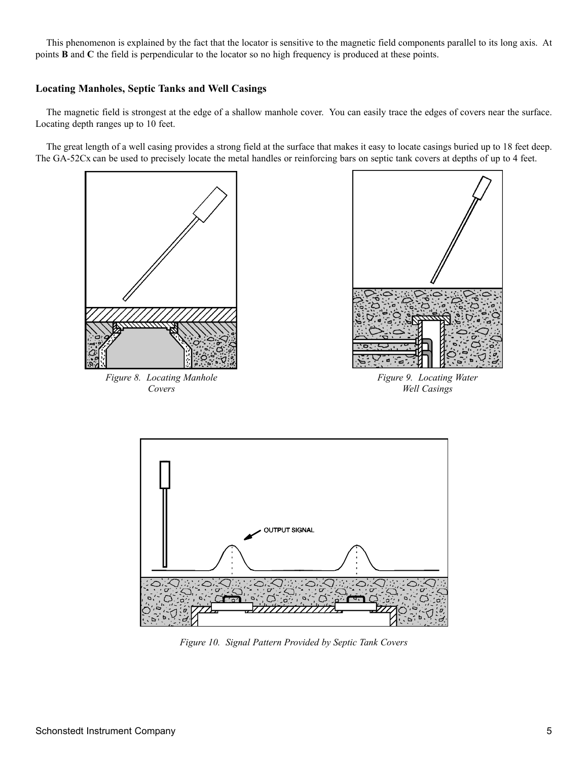This phenomenon is explained by the fact that the locator is sensitive to the magnetic field components parallel to its long axis. At points **B** and **C** the field is perpendicular to the locator so no high frequency is produced at these points.

### Locating Manholes, Septic Tanks and Well Casings

The magnetic field is strongest at the edge of a shallow manhole cover. You can easily trace the edges of covers near the surface. Locating depth ranges up to 10 feet.

The great length of a well casing provides a strong field at the surface that makes it easy to locate casings buried up to 18 feet deep. The GA-52Cx can be used to precisely locate the metal handles or reinforcing bars on septic tank covers at depths of up to 4 feet.

*Figure 8. Locating Manhole Covers*

*Figure 9. Locating Water Well Casings*

OUTPUT SIGNAL

*Figure 10. Signal Pattern Provided by Septic Tank Covers*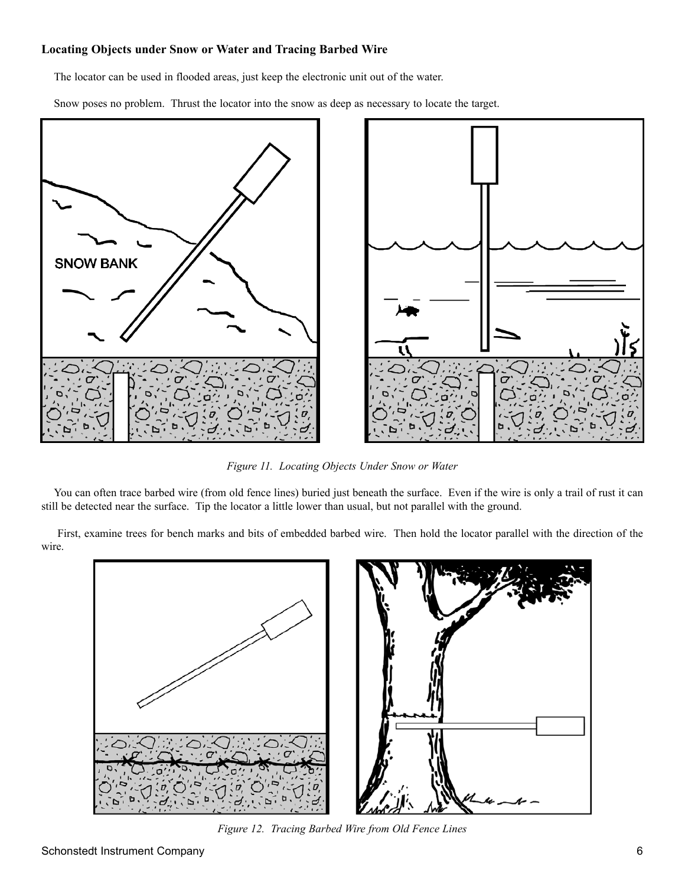### Locating Objects under Snow or Water and Tracing Barbed Wire

The locator can be used in flooded areas, just keep the electronic unit out of the water.

Snow poses no problem. Thrust the locator into the snow as deep as necessary to locate the target.

*Figure 11. Locating Objects Under Snow or Water*

You can often trace barbed wire (from old fence lines) buried just beneath the surface. Even if the wire is only a trail of rust it can still be detected near the surface. Tip the locator a little lower than usual, but not parallel with the ground.

First, examine trees for bench marks and bits of embedded barbed wire. Then hold the locator parallel with the direction of the wire.

*Figure 12. Tracing Barbed Wire from Old Fence Lines*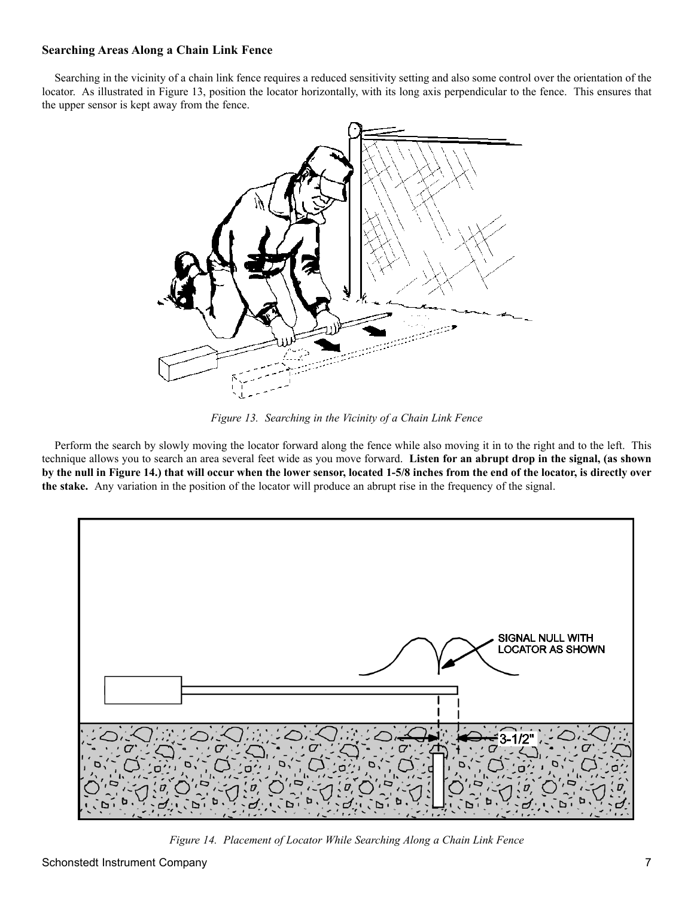### Searching Areas Along a Chain Link Fence

Searching in the vicinity of a chain link fence requires a reduced sensitivity setting and also some control over the orientation of the locator. As illustrated in Figure 13, position the locator horizontally, with its long axis perpendicular to the fence. This ensures that the upper sensor is kept away from the fence.

*Figure 13. Searching in the Vicinity of a Chain Link Fence*

Perform the search by slowly moving the locator forward along the fence while also moving it in to the right and to the left. This technique allows you to search an area several feet wide as you move forward. **Listen for an abrupt drop in the signal, (as shown by the null in Figure 14.) that will occur when the lower sensor, located 1-5/8 inches from the end of the locator, is directly over the stake.** Any variation in the position of the locator will produce an abrupt rise in the frequency of the signal.

*Figure 14. Placement of Locator While Searching Along a Chain Link Fence*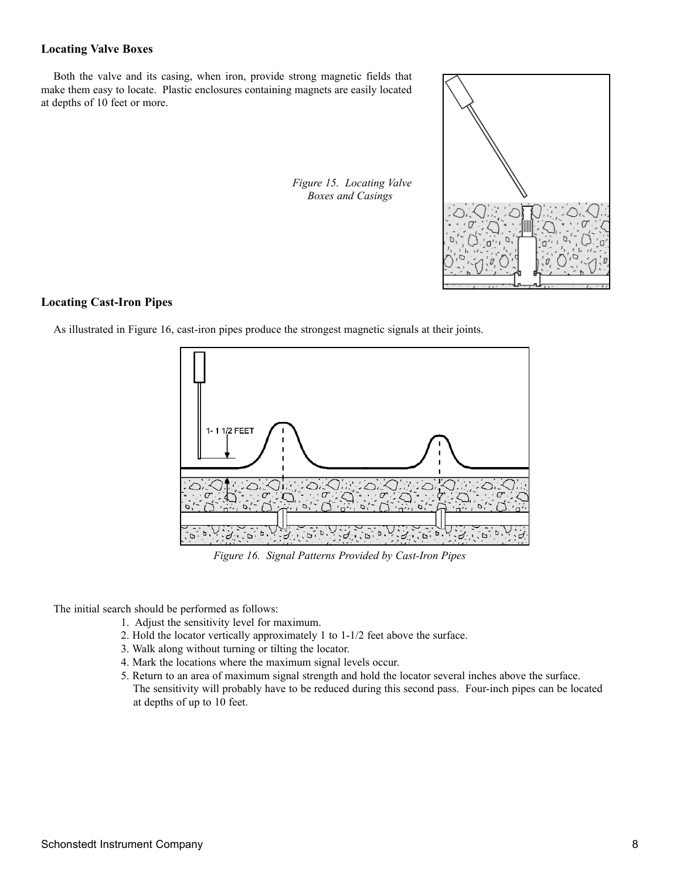### Locating Valve Boxes

Both the valve and its casing, when iron, provide strong magnetic fields that make them easy to locate. Plastic enclosures containing magnets are easily located at depths of 10 feet or more.

*Figure 15. Locating Valve Boxes and Casings*

### Locating Cast-Iron Pipes

As illustrated in Figure 16, cast-iron pipes produce the strongest magnetic signals at their joints.

*Figure 16. Signal Patterns Provided by Cast-Iron Pipes*

The initial search should be performed as follows:

1. Adjust the sensitivity level for maximum.
2. Hold the locator vertically approximately 1 to 1-1/2 feet above the surface.
3. Walk along without turning or tilting the locator.
4. Mark the locations where the maximum signal levels occur.
5. Return to an area of maximum signal strength and hold the locator several inches above the surface. The sensitivity will probably have to be reduced during this second pass. Four-inch pipes can be located at depths of up to 10 feet.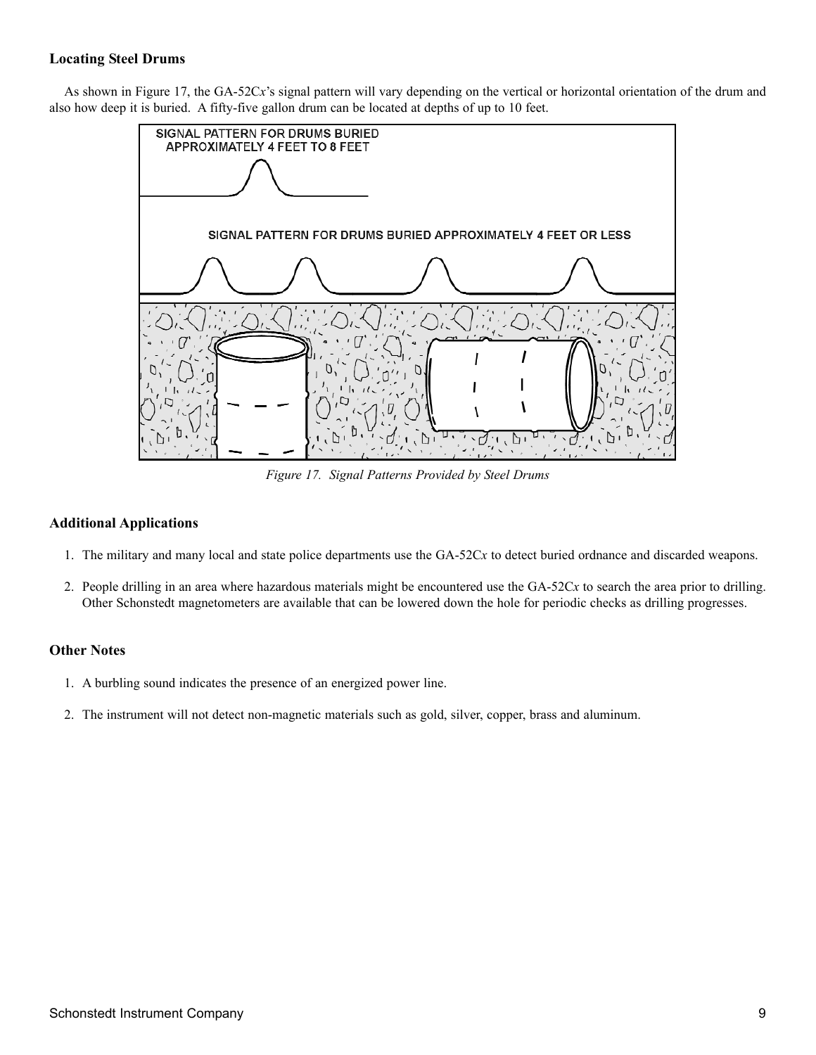### Locating Steel Drums

As shown in Figure 17, the GA-52C*x*'s signal pattern will vary depending on the vertical or horizontal orientation of the drum and also how deep it is buried. A fifty-five gallon drum can be located at depths of up to 10 feet.

SIGNAL PATTERN FOR DRUMS BURIED APPROXIMATELY 4 FEET TO 8 FEET

SIGNAL PATTERN FOR DRUMS BURIED APPROXIMATELY 4 FEET OR LESS

*Figure 17. Signal Patterns Provided by Steel Drums*

### Additional Applications

1. The military and many local and state police departments use the GA-52C*x* to detect buried ordnance and discarded weapons.
2. People drilling in an area where hazardous materials might be encountered use the GA-52C*x* to search the area prior to drilling. Other Schonstedt magnetometers are available that can be lowered down the hole for periodic checks as drilling progresses.

### Other Notes

1. A burbling sound indicates the presence of an energized power line.
2. The instrument will not detect non-magnetic materials such as gold, silver, copper, brass and aluminum.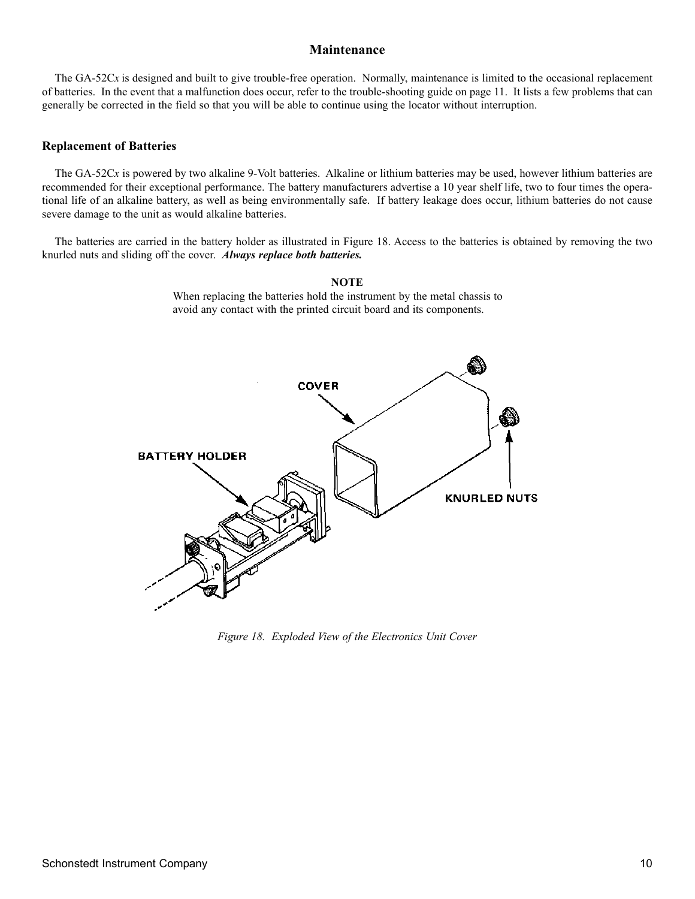# Maintenance

The GA-52C*x* is designed and built to give trouble-free operation. Normally, maintenance is limited to the occasional replacement of batteries. In the event that a malfunction does occur, refer to the trouble-shooting guide on page 11. It lists a few problems that can generally be corrected in the field so that you will be able to continue using the locator without interruption.

## Replacement of Batteries

The GA-52C*x* is powered by two alkaline 9-Volt batteries. Alkaline or lithium batteries may be used, however lithium batteries are recommended for their exceptional performance. The battery manufacturers advertise a 10 year shelf life, two to four times the operational life of an alkaline battery, as well as being environmentally safe. If battery leakage does occur, lithium batteries do not cause severe damage to the unit as would alkaline batteries.

The batteries are carried in the battery holder as illustrated in Figure 18. Access to the batteries is obtained by removing the two knurled nuts and sliding off the cover. ***Always replace both batteries.***

**NOTE**

When replacing the batteries hold the instrument by the metal chassis to avoid any contact with the printed circuit board and its components.

COVER

BATTERY HOLDER

KNURLED NUTS

*Figure 18. Exploded View of the Electronics Unit Cover*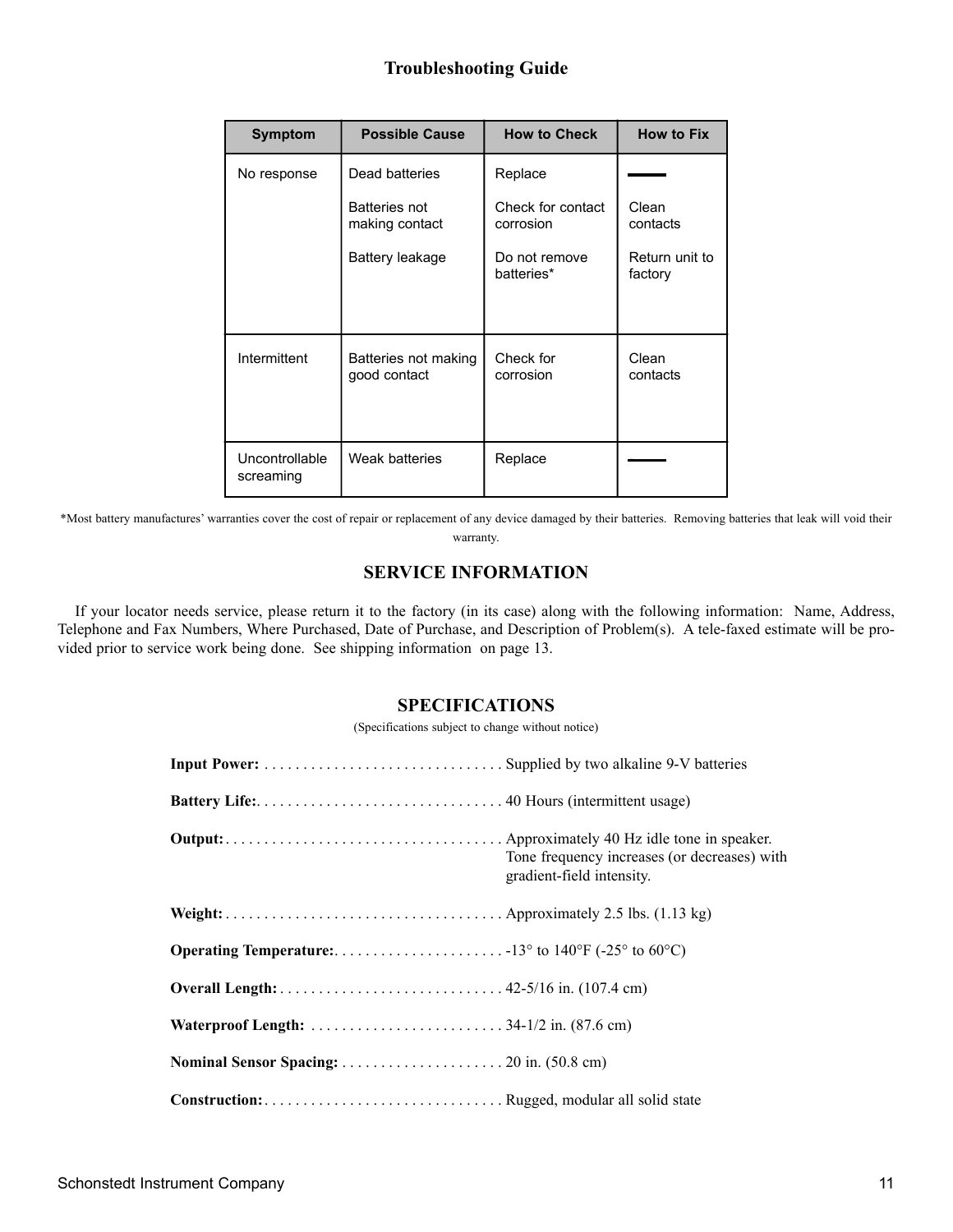## Troubleshooting Guide

| Symptom | Possible Cause | How to Check | How to Fix |
|---|---|---|---|
| No response | Dead batteries | Replace | — |
| | Batteries not making contact | Check for contact corrosion | Clean contacts |
| | Battery leakage | Do not remove batteries* | Return unit to factory |
| Intermittent | Batteries not making good contact | Check for corrosion | Clean contacts |
| Uncontrollable screaming | Weak batteries | Replace | — |

*Most battery manufactures' warranties cover the cost of repair or replacement of any device damaged by their batteries. Removing batteries that leak will void their warranty.

## SERVICE INFORMATION

If your locator needs service, please return it to the factory (in its case) along with the following information: Name, Address, Telephone and Fax Numbers, Where Purchased, Date of Purchase, and Description of Problem(s). A tele-faxed estimate will be provided prior to service work being done. See shipping information on page 13.

## SPECIFICATIONS

(Specifications subject to change without notice)

**Input Power:** . . . . . . . . . . . . . . . . . . . . . . . . . . . . . . . Supplied by two alkaline 9-V batteries

**Battery Life:** . . . . . . . . . . . . . . . . . . . . . . . . . . . . . . . . 40 Hours (intermittent usage)

**Output:** . . . . . . . . . . . . . . . . . . . . . . . . . . . . . . . . . . . . Approximately 40 Hz idle tone in speaker. Tone frequency increases (or decreases) with gradient-field intensity.

**Weight:** . . . . . . . . . . . . . . . . . . . . . . . . . . . . . . . . . . . . Approximately 2.5 lbs. (1.13 kg)

**Operating Temperature:** . . . . . . . . . . . . . . . . . . . . . . -13° to 140°F (-25° to 60°C)

**Overall Length:** . . . . . . . . . . . . . . . . . . . . . . . . . . . . . 42-5/16 in. (107.4 cm)

**Waterproof Length:** . . . . . . . . . . . . . . . . . . . . . . . . . 34-1/2 in. (87.6 cm)

**Nominal Sensor Spacing:** . . . . . . . . . . . . . . . . . . . . . 20 in. (50.8 cm)

**Construction:** . . . . . . . . . . . . . . . . . . . . . . . . . . . . . . . Rugged, modular all solid state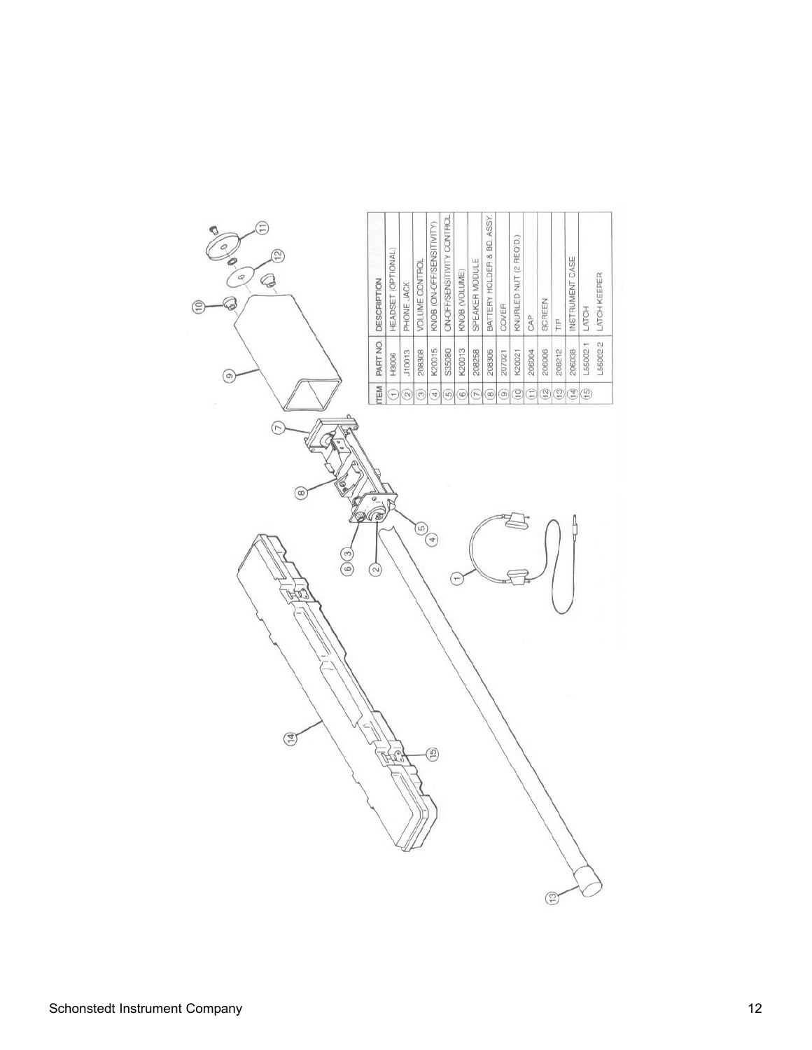| ITEM | PART NO. | DESCRIPTION |
|---|---|---|
| 1 | H9006 | HEADSET (OPTIONAL) |
| 2 | J10013 | PHONE JACK |
| 3 | 208308 | VOLUME CONTROL |
| 4 | K20015 | KNOB (ON-OFF/SENSITIVITY) |
| 5 | S35080 | ON-OFF/SENSITIVITY CONTROL |
| 6 | K20013 | KNOB (VOLUME) |
| 7 | 208258 | SPEAKER MODULE |
| 8 | 208306 | BATTERY HOLDER & BD. ASSY. |
| 9 | 207021 | COVER |
| 10 | K20021 | KNURLED NUT (2 REQ'D.) |
| 11 | 206004 | CAP |
| 12 | 206006 | SCREEN |
| 13 | 208212 | TIP |
| 14 | 206008 | INSTRUMENT CASE |
| 15 | L55002-1 | LATCH |
| | L55002-2 | LATCH KEEPER |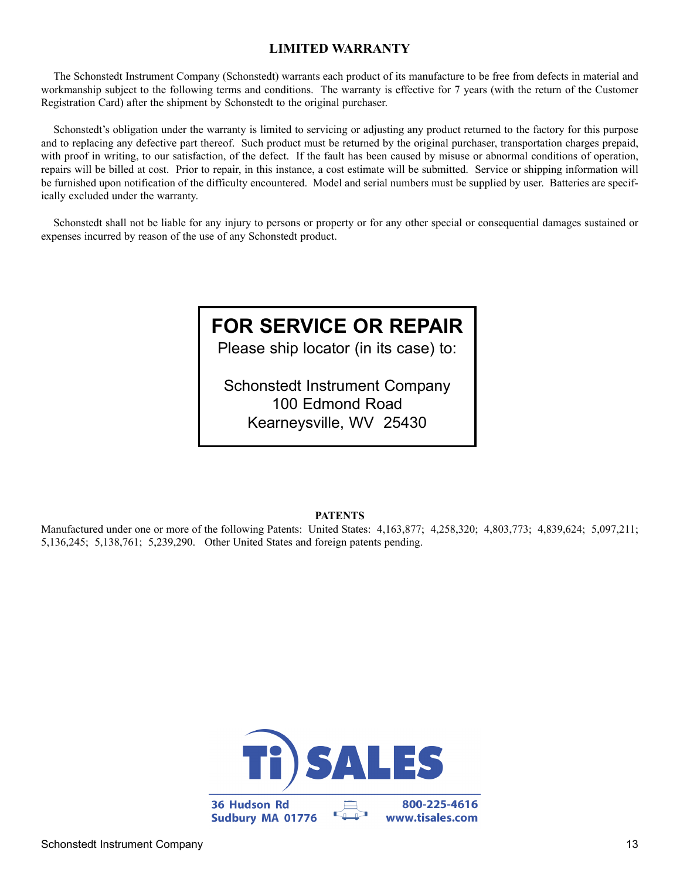## LIMITED WARRANTY

The Schonstedt Instrument Company (Schonstedt) warrants each product of its manufacture to be free from defects in material and workmanship subject to the following terms and conditions. The warranty is effective for 7 years (with the return of the Customer Registration Card) after the shipment by Schonstedt to the original purchaser.

Schonstedt's obligation under the warranty is limited to servicing or adjusting any product returned to the factory for this purpose and to replacing any defective part thereof. Such product must be returned by the original purchaser, transportation charges prepaid, with proof in writing, to our satisfaction, of the defect. If the fault has been caused by misuse or abnormal conditions of operation, repairs will be billed at cost. Prior to repair, in this instance, a cost estimate will be submitted. Service or shipping information will be furnished upon notification of the difficulty encountered. Model and serial numbers must be supplied by user. Batteries are specifically excluded under the warranty.

Schonstedt shall not be liable for any injury to persons or property or for any other special or consequential damages sustained or expenses incurred by reason of the use of any Schonstedt product.

**FOR SERVICE OR REPAIR**

Please ship locator (in its case) to:

Schonstedt Instrument Company
100 Edmond Road
Kearneysville, WV 25430

**PATENTS**

Manufactured under one or more of the following Patents: United States: 4,163,877; 4,258,320; 4,803,773; 4,839,624; 5,097,211; 5,136,245; 5,138,761; 5,239,290. Other United States and foreign patents pending.

Ti SALES

36 Hudson Rd
Sudbury MA 01776

800-225-4616
www.tisales.com